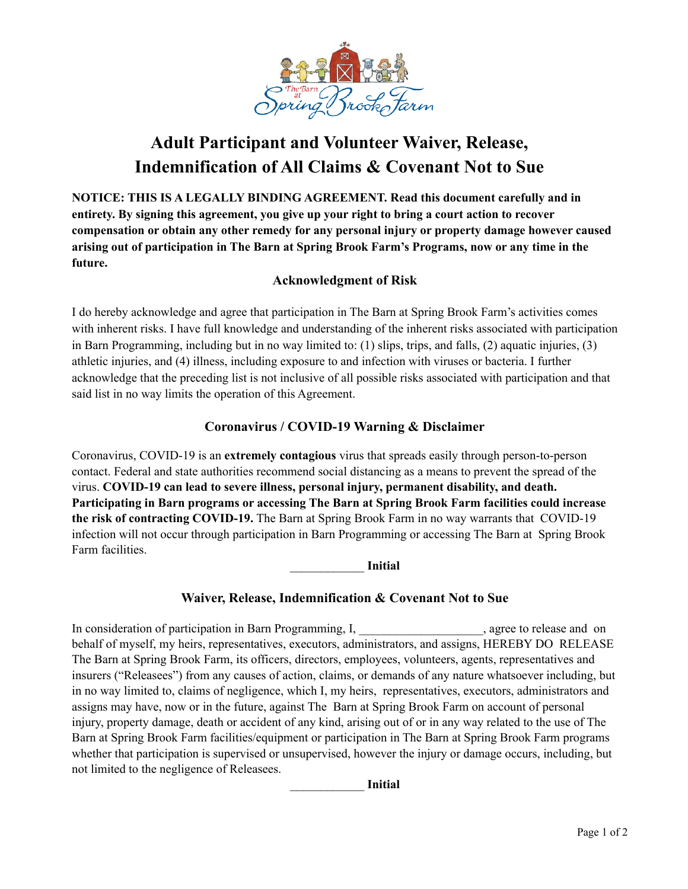# Adult Participant and Volunteer Waiver, Release, Indemnification of All Claims & Covenant Not to Sue

**NOTICE: THIS IS A LEGALLY BINDING AGREEMENT. Read this document carefully and in entirety. By signing this agreement, you give up your right to bring a court action to recover compensation or obtain any other remedy for any personal injury or property damage however caused arising out of participation in The Barn at Spring Brook Farm's Programs, now or any time in the future.**

### Acknowledgment of Risk

I do hereby acknowledge and agree that participation in The Barn at Spring Brook Farm's activities comes with inherent risks. I have full knowledge and understanding of the inherent risks associated with participation in Barn Programming, including but in no way limited to: (1) slips, trips, and falls, (2) aquatic injuries, (3) athletic injuries, and (4) illness, including exposure to and infection with viruses or bacteria. I further acknowledge that the preceding list is not inclusive of all possible risks associated with participation and that said list in no way limits the operation of this Agreement.

### Coronavirus / COVID-19 Warning & Disclaimer

Coronavirus, COVID-19 is an **extremely contagious** virus that spreads easily through person-to-person contact. Federal and state authorities recommend social distancing as a means to prevent the spread of the virus. **COVID-19 can lead to severe illness, personal injury, permanent disability, and death. Participating in Barn programs or accessing The Barn at Spring Brook Farm facilities could increase the risk of contracting COVID-19.** The Barn at Spring Brook Farm in no way warrants that COVID-19 infection will not occur through participation in Barn Programming or accessing The Barn at Spring Brook Farm facilities.

____________ **Initial**

### Waiver, Release, Indemnification & Covenant Not to Sue

In consideration of participation in Barn Programming, I, ____________________, agree to release and on behalf of myself, my heirs, representatives, executors, administrators, and assigns, HEREBY DO RELEASE The Barn at Spring Brook Farm, its officers, directors, employees, volunteers, agents, representatives and insurers ("Releasees") from any causes of action, claims, or demands of any nature whatsoever including, but in no way limited to, claims of negligence, which I, my heirs, representatives, executors, administrators and assigns may have, now or in the future, against The Barn at Spring Brook Farm on account of personal injury, property damage, death or accident of any kind, arising out of or in any way related to the use of The Barn at Spring Brook Farm facilities/equipment or participation in The Barn at Spring Brook Farm programs whether that participation is supervised or unsupervised, however the injury or damage occurs, including, but not limited to the negligence of Releasees.

____________ **Initial**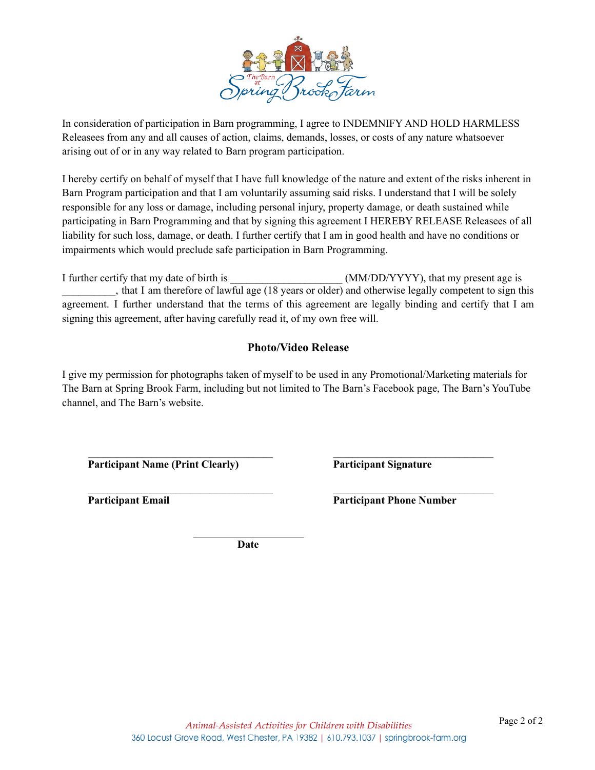In consideration of participation in Barn programming, I agree to INDEMNIFY AND HOLD HARMLESS Releasees from any and all causes of action, claims, demands, losses, or costs of any nature whatsoever arising out of or in any way related to Barn program participation.

I hereby certify on behalf of myself that I have full knowledge of the nature and extent of the risks inherent in Barn Program participation and that I am voluntarily assuming said risks. I understand that I will be solely responsible for any loss or damage, including personal injury, property damage, or death sustained while participating in Barn Programming and that by signing this agreement I HEREBY RELEASE Releasees of all liability for such loss, damage, or death. I further certify that I am in good health and have no conditions or impairments which would preclude safe participation in Barn Programming.

I further certify that my date of birth is ____________________ (MM/DD/YYYY), that my present age is __________, that I am therefore of lawful age (18 years or older) and otherwise legally competent to sign this agreement. I further understand that the terms of this agreement are legally binding and certify that I am signing this agreement, after having carefully read it, of my own free will.

## Photo/Video Release

I give my permission for photographs taken of myself to be used in any Promotional/Marketing materials for The Barn at Spring Brook Farm, including but not limited to The Barn's Facebook page, The Barn's YouTube channel, and The Barn's website.

________________________________
**Participant Name (Print Clearly)**

________________________________
**Participant Signature**

________________________________
**Participant Email**

________________________________
**Participant Phone Number**

____________________
**Date**

*Animal-Assisted Activities for Children with Disabilities*
360 Locust Grove Road, West Chester, PA 19382 | 610.793.1037 | springbrook-farm.org